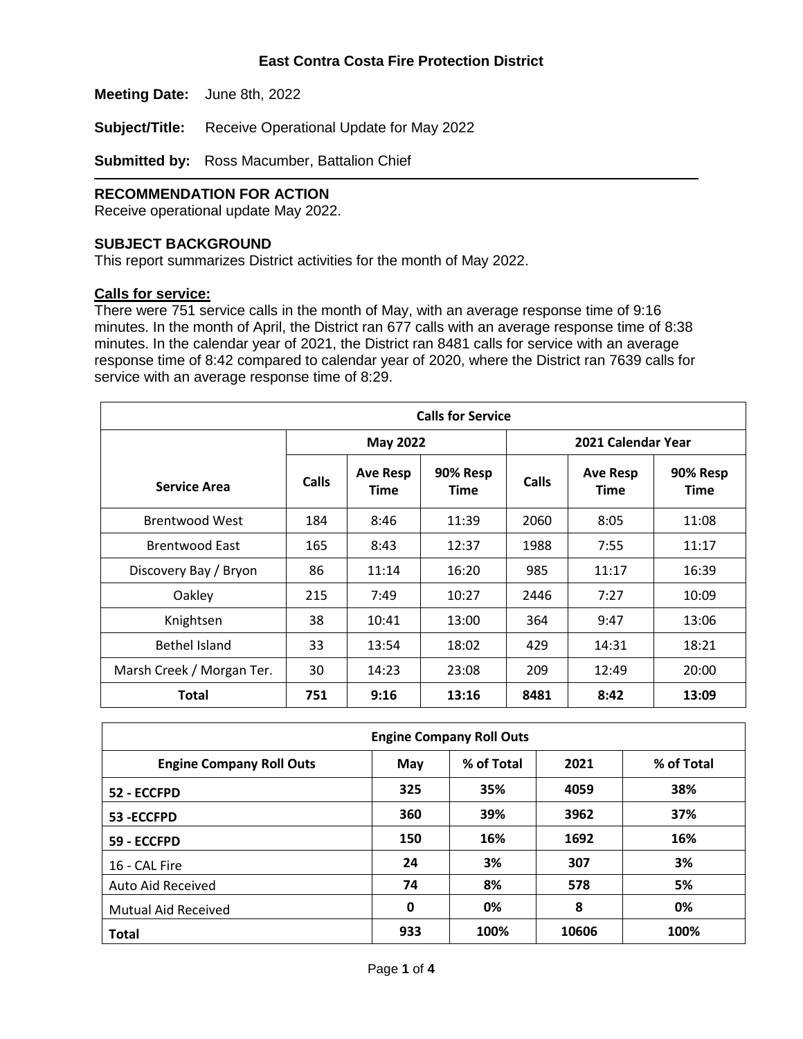# East Contra Costa Fire Protection District

**Meeting Date:** June 8th, 2022

**Subject/Title:** Receive Operational Update for May 2022

**Submitted by:** Ross Macumber, Battalion Chief

---

## RECOMMENDATION FOR ACTION

Receive operational update May 2022.

## SUBJECT BACKGROUND

This report summarizes District activities for the month of May 2022.

**Calls for service:**

There were 751 service calls in the month of May, with an average response time of 9:16 minutes. In the month of April, the District ran 677 calls with an average response time of 8:38 minutes. In the calendar year of 2021, the District ran 8481 calls for service with an average response time of 8:42 compared to calendar year of 2020, where the District ran 7639 calls for service with an average response time of 8:29.

| Calls for Service | | | | | | |
|---|---|---|---|---|---|---|
| | May 2022 | | | 2021 Calendar Year | | |
| **Service Area** | **Calls** | **Ave Resp Time** | **90% Resp Time** | **Calls** | **Ave Resp Time** | **90% Resp Time** |
| Brentwood West | 184 | 8:46 | 11:39 | 2060 | 8:05 | 11:08 |
| Brentwood East | 165 | 8:43 | 12:37 | 1988 | 7:55 | 11:17 |
| Discovery Bay / Bryon | 86 | 11:14 | 16:20 | 985 | 11:17 | 16:39 |
| Oakley | 215 | 7:49 | 10:27 | 2446 | 7:27 | 10:09 |
| Knightsen | 38 | 10:41 | 13:00 | 364 | 9:47 | 13:06 |
| Bethel Island | 33 | 13:54 | 18:02 | 429 | 14:31 | 18:21 |
| Marsh Creek / Morgan Ter. | 30 | 14:23 | 23:08 | 209 | 12:49 | 20:00 |
| **Total** | **751** | **9:16** | **13:16** | **8481** | **8:42** | **13:09** |

| Engine Company Roll Outs | | | | |
|---|---|---|---|---|
| **Engine Company Roll Outs** | **May** | **% of Total** | **2021** | **% of Total** |
| **52 - ECCFPD** | **325** | **35%** | **4059** | **38%** |
| **53 -ECCFPD** | **360** | **39%** | **3962** | **37%** |
| **59 - ECCFPD** | **150** | **16%** | **1692** | **16%** |
| 16 - CAL Fire | **24** | **3%** | **307** | **3%** |
| Auto Aid Received | **74** | **8%** | **578** | **5%** |
| Mutual Aid Received | **0** | **0%** | **8** | **0%** |
| **Total** | **933** | **100%** | **10606** | **100%** |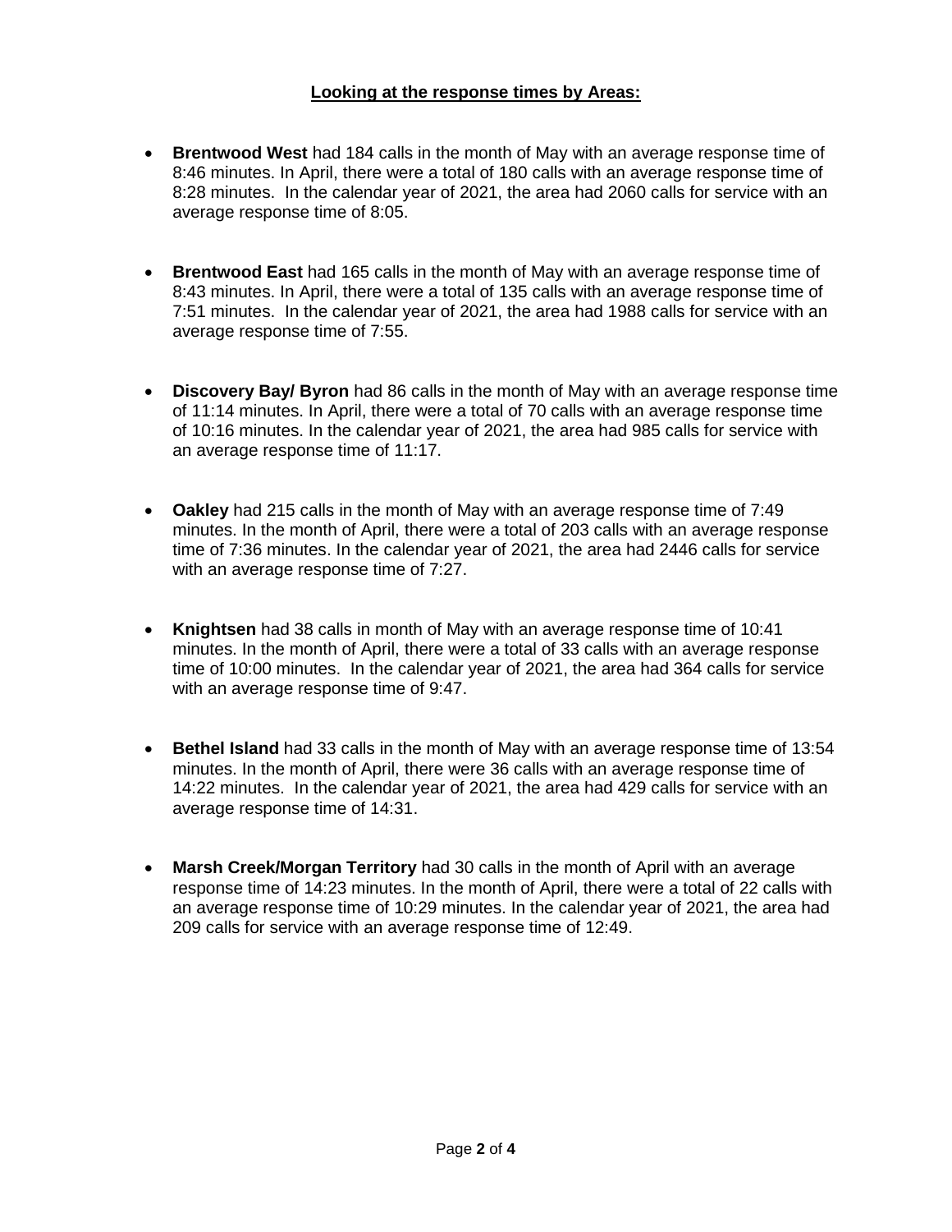**<u>Looking at the response times by Areas:</u>**

- **Brentwood West** had 184 calls in the month of May with an average response time of 8:46 minutes. In April, there were a total of 180 calls with an average response time of 8:28 minutes. In the calendar year of 2021, the area had 2060 calls for service with an average response time of 8:05.

- **Brentwood East** had 165 calls in the month of May with an average response time of 8:43 minutes. In April, there were a total of 135 calls with an average response time of 7:51 minutes. In the calendar year of 2021, the area had 1988 calls for service with an average response time of 7:55.

- **Discovery Bay/ Byron** had 86 calls in the month of May with an average response time of 11:14 minutes. In April, there were a total of 70 calls with an average response time of 10:16 minutes. In the calendar year of 2021, the area had 985 calls for service with an average response time of 11:17.

- **Oakley** had 215 calls in the month of May with an average response time of 7:49 minutes. In the month of April, there were a total of 203 calls with an average response time of 7:36 minutes. In the calendar year of 2021, the area had 2446 calls for service with an average response time of 7:27.

- **Knightsen** had 38 calls in month of May with an average response time of 10:41 minutes. In the month of April, there were a total of 33 calls with an average response time of 10:00 minutes. In the calendar year of 2021, the area had 364 calls for service with an average response time of 9:47.

- **Bethel Island** had 33 calls in the month of May with an average response time of 13:54 minutes. In the month of April, there were 36 calls with an average response time of 14:22 minutes. In the calendar year of 2021, the area had 429 calls for service with an average response time of 14:31.

- **Marsh Creek/Morgan Territory** had 30 calls in the month of April with an average response time of 14:23 minutes. In the month of April, there were a total of 22 calls with an average response time of 10:29 minutes. In the calendar year of 2021, the area had 209 calls for service with an average response time of 12:49.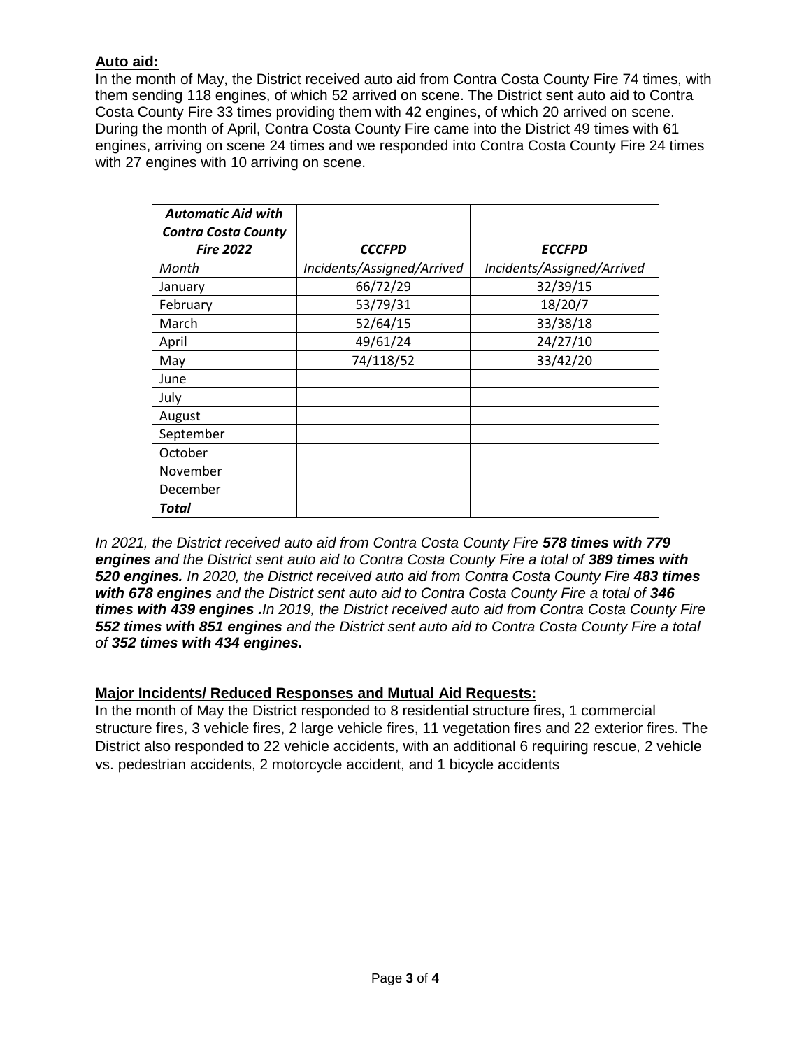**Auto aid:**

In the month of May, the District received auto aid from Contra Costa County Fire 74 times, with them sending 118 engines, of which 52 arrived on scene. The District sent auto aid to Contra Costa County Fire 33 times providing them with 42 engines, of which 20 arrived on scene. During the month of April, Contra Costa County Fire came into the District 49 times with 61 engines, arriving on scene 24 times and we responded into Contra Costa County Fire 24 times with 27 engines with 10 arriving on scene.

| ***Automatic Aid with Contra Costa County Fire 2022*** | ***CCCFPD*** | ***ECCFPD*** |
|---|---|---|
| *Month* | *Incidents/Assigned/Arrived* | *Incidents/Assigned/Arrived* |
| January | 66/72/29 | 32/39/15 |
| February | 53/79/31 | 18/20/7 |
| March | 52/64/15 | 33/38/18 |
| April | 49/61/24 | 24/27/10 |
| May | 74/118/52 | 33/42/20 |
| June | | |
| July | | |
| August | | |
| September | | |
| October | | |
| November | | |
| December | | |
| ***Total*** | | |

*In 2021, the District received auto aid from Contra Costa County Fire **578 times with 779 engines** and the District sent auto aid to Contra Costa County Fire a total of **389 times with 520 engines.** In 2020, the District received auto aid from Contra Costa County Fire **483 times with 678 engines** and the District sent auto aid to Contra Costa County Fire a total of **346 times with 439 engines .**In 2019, the District received auto aid from Contra Costa County Fire **552 times with 851 engines** and the District sent auto aid to Contra Costa County Fire a total of **352 times with 434 engines.***

**Major Incidents/ Reduced Responses and Mutual Aid Requests:**

In the month of May the District responded to 8 residential structure fires, 1 commercial structure fires, 3 vehicle fires, 2 large vehicle fires, 11 vegetation fires and 22 exterior fires. The District also responded to 22 vehicle accidents, with an additional 6 requiring rescue, 2 vehicle vs. pedestrian accidents, 2 motorcycle accident, and 1 bicycle accidents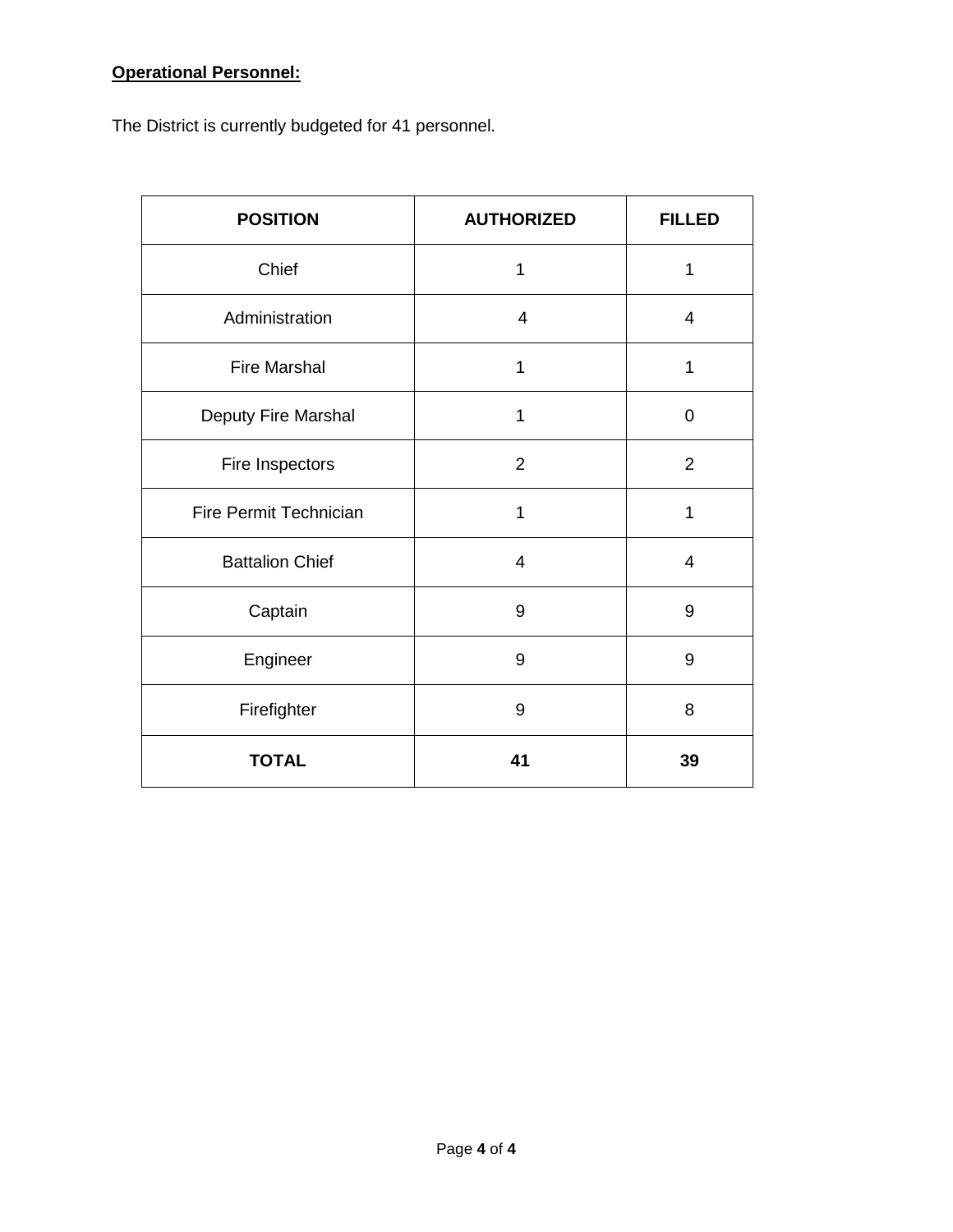**Operational Personnel:**

The District is currently budgeted for 41 personnel.

| POSITION | AUTHORIZED | FILLED |
|---|---|---|
| Chief | 1 | 1 |
| Administration | 4 | 4 |
| Fire Marshal | 1 | 1 |
| Deputy Fire Marshal | 1 | 0 |
| Fire Inspectors | 2 | 2 |
| Fire Permit Technician | 1 | 1 |
| Battalion Chief | 4 | 4 |
| Captain | 9 | 9 |
| Engineer | 9 | 9 |
| Firefighter | 9 | 8 |
| **TOTAL** | **41** | **39** |